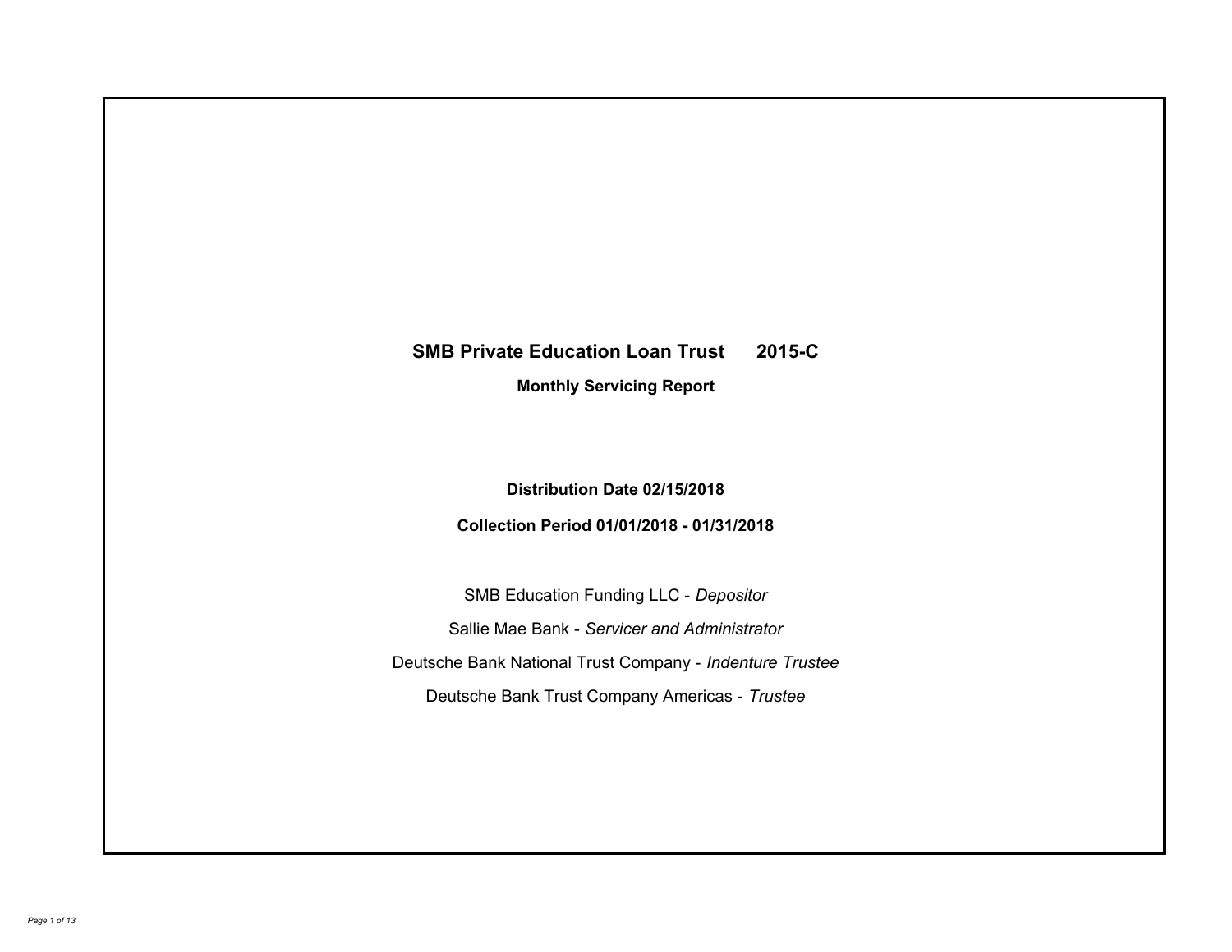# SMB Private Education Loan Trust 2015-C

## Monthly Servicing Report

**Distribution Date 02/15/2018**

**Collection Period 01/01/2018 - 01/31/2018**

SMB Education Funding LLC - *Depositor*

Sallie Mae Bank - *Servicer and Administrator*

Deutsche Bank National Trust Company - *Indenture Trustee*

Deutsche Bank Trust Company Americas - *Trustee*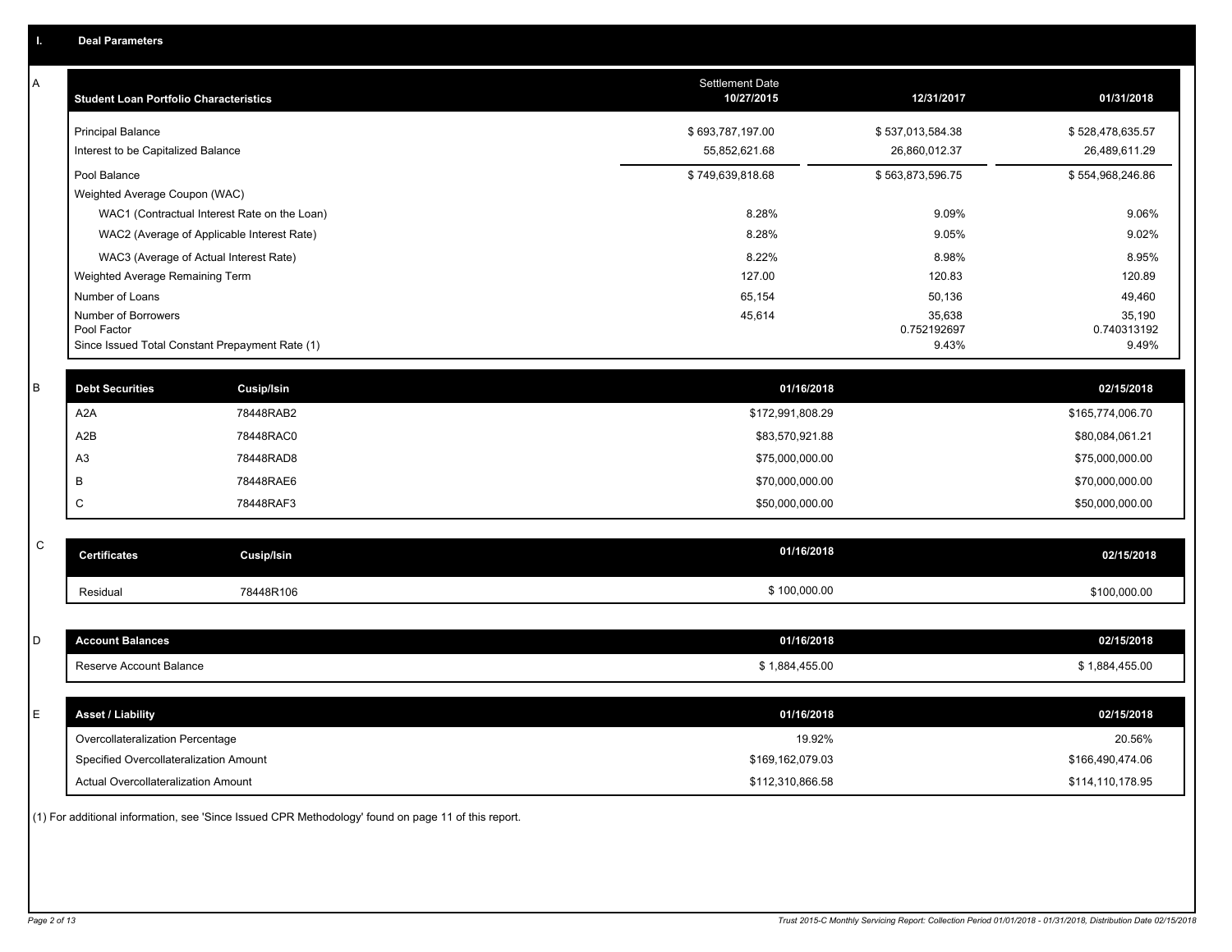## I. Deal Parameters

### A

| Student Loan Portfolio Characteristics | Settlement Date 10/27/2015 | 12/31/2017 | 01/31/2018 |
|---|---|---|---|
| Principal Balance | $ 693,787,197.00 | $ 537,013,584.38 | $ 528,478,635.57 |
| Interest to be Capitalized Balance | 55,852,621.68 | 26,860,012.37 | 26,489,611.29 |
| Pool Balance | $ 749,639,818.68 | $ 563,873,596.75 | $ 554,968,246.86 |
| Weighted Average Coupon (WAC) | | | |
| WAC1 (Contractual Interest Rate on the Loan) | 8.28% | 9.09% | 9.06% |
| WAC2 (Average of Applicable Interest Rate) | 8.28% | 9.05% | 9.02% |
| WAC3 (Average of Actual Interest Rate) | 8.22% | 8.98% | 8.95% |
| Weighted Average Remaining Term | 127.00 | 120.83 | 120.89 |
| Number of Loans | 65,154 | 50,136 | 49,460 |
| Number of Borrowers | 45,614 | 35,638 | 35,190 |
| Pool Factor | | 0.752192697 | 0.740313192 |
| Since Issued Total Constant Prepayment Rate (1) | | 9.43% | 9.49% |

### B

| Debt Securities | Cusip/Isin | 01/16/2018 | 02/15/2018 |
|---|---|---|---|
| A2A | 78448RAB2 | $172,991,808.29 | $165,774,006.70 |
| A2B | 78448RAC0 | $83,570,921.88 | $80,084,061.21 |
| A3 | 78448RAD8 | $75,000,000.00 | $75,000,000.00 |
| B | 78448RAE6 | $70,000,000.00 | $70,000,000.00 |
| C | 78448RAF3 | $50,000,000.00 | $50,000,000.00 |

### C

| Certificates | Cusip/Isin | 01/16/2018 | 02/15/2018 |
|---|---|---|---|
| Residual | 78448R106 | $ 100,000.00 | $100,000.00 |

### D

| Account Balances | 01/16/2018 | 02/15/2018 |
|---|---|---|
| Reserve Account Balance | $ 1,884,455.00 | $ 1,884,455.00 |

### E

| Asset / Liability | 01/16/2018 | 02/15/2018 |
|---|---|---|
| Overcollateralization Percentage | 19.92% | 20.56% |
| Specified Overcollateralization Amount | $169,162,079.03 | $166,490,474.06 |
| Actual Overcollateralization Amount | $112,310,866.58 | $114,110,178.95 |

(1) For additional information, see 'Since Issued CPR Methodology' found on page 11 of this report.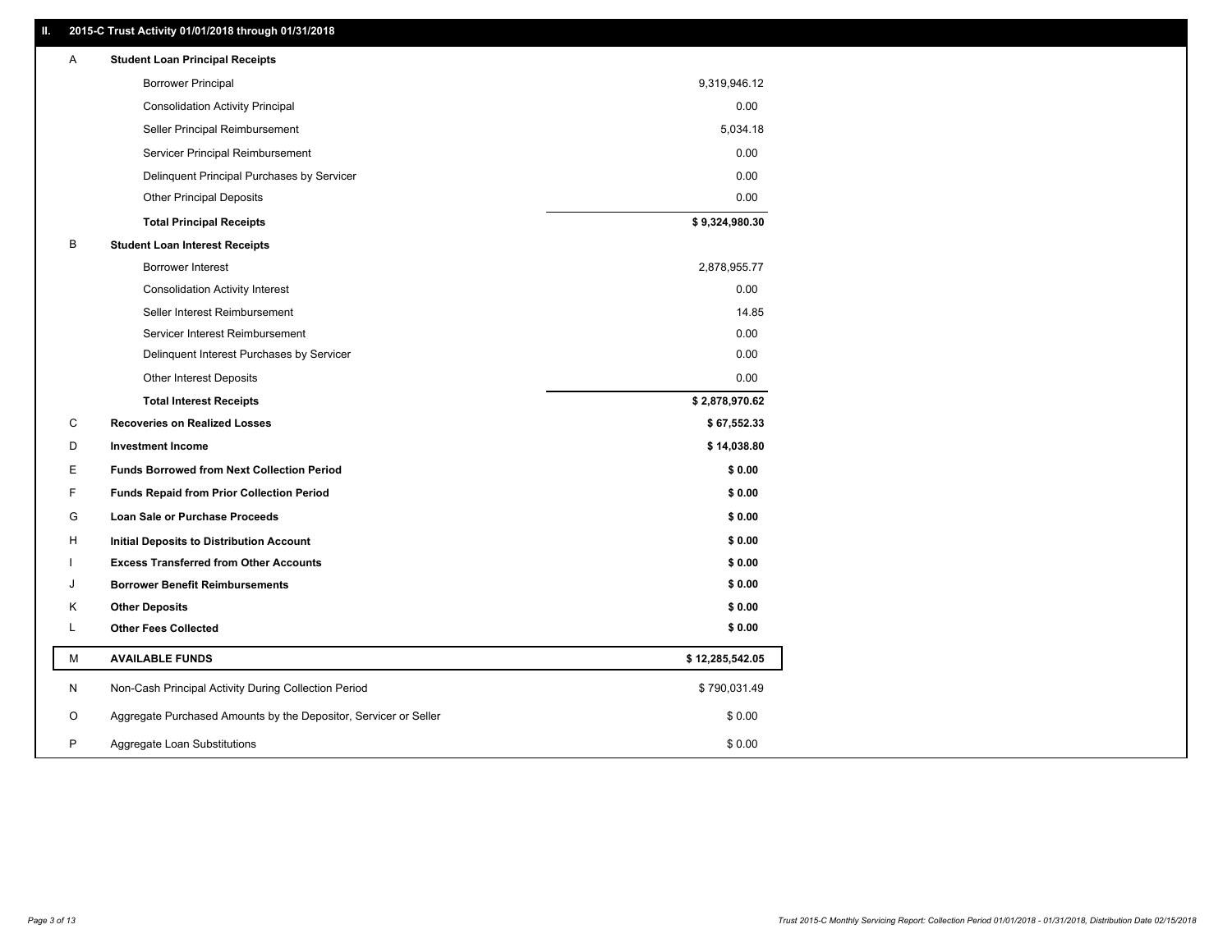## II. 2015-C Trust Activity 01/01/2018 through 01/31/2018

| | | |
|---|---|---|
| A | **Student Loan Principal Receipts** | |
| | Borrower Principal | 9,319,946.12 |
| | Consolidation Activity Principal | 0.00 |
| | Seller Principal Reimbursement | 5,034.18 |
| | Servicer Principal Reimbursement | 0.00 |
| | Delinquent Principal Purchases by Servicer | 0.00 |
| | Other Principal Deposits | 0.00 |
| | **Total Principal Receipts** | **$ 9,324,980.30** |
| B | **Student Loan Interest Receipts** | |
| | Borrower Interest | 2,878,955.77 |
| | Consolidation Activity Interest | 0.00 |
| | Seller Interest Reimbursement | 14.85 |
| | Servicer Interest Reimbursement | 0.00 |
| | Delinquent Interest Purchases by Servicer | 0.00 |
| | Other Interest Deposits | 0.00 |
| | **Total Interest Receipts** | **$ 2,878,970.62** |
| C | **Recoveries on Realized Losses** | **$ 67,552.33** |
| D | **Investment Income** | **$ 14,038.80** |
| E | **Funds Borrowed from Next Collection Period** | **$ 0.00** |
| F | **Funds Repaid from Prior Collection Period** | **$ 0.00** |
| G | **Loan Sale or Purchase Proceeds** | **$ 0.00** |
| H | **Initial Deposits to Distribution Account** | **$ 0.00** |
| I | **Excess Transferred from Other Accounts** | **$ 0.00** |
| J | **Borrower Benefit Reimbursements** | **$ 0.00** |
| K | **Other Deposits** | **$ 0.00** |
| L | **Other Fees Collected** | **$ 0.00** |
| M | **AVAILABLE FUNDS** | **$ 12,285,542.05** |
| N | Non-Cash Principal Activity During Collection Period | $ 790,031.49 |
| O | Aggregate Purchased Amounts by the Depositor, Servicer or Seller | $ 0.00 |
| P | Aggregate Loan Substitutions | $ 0.00 |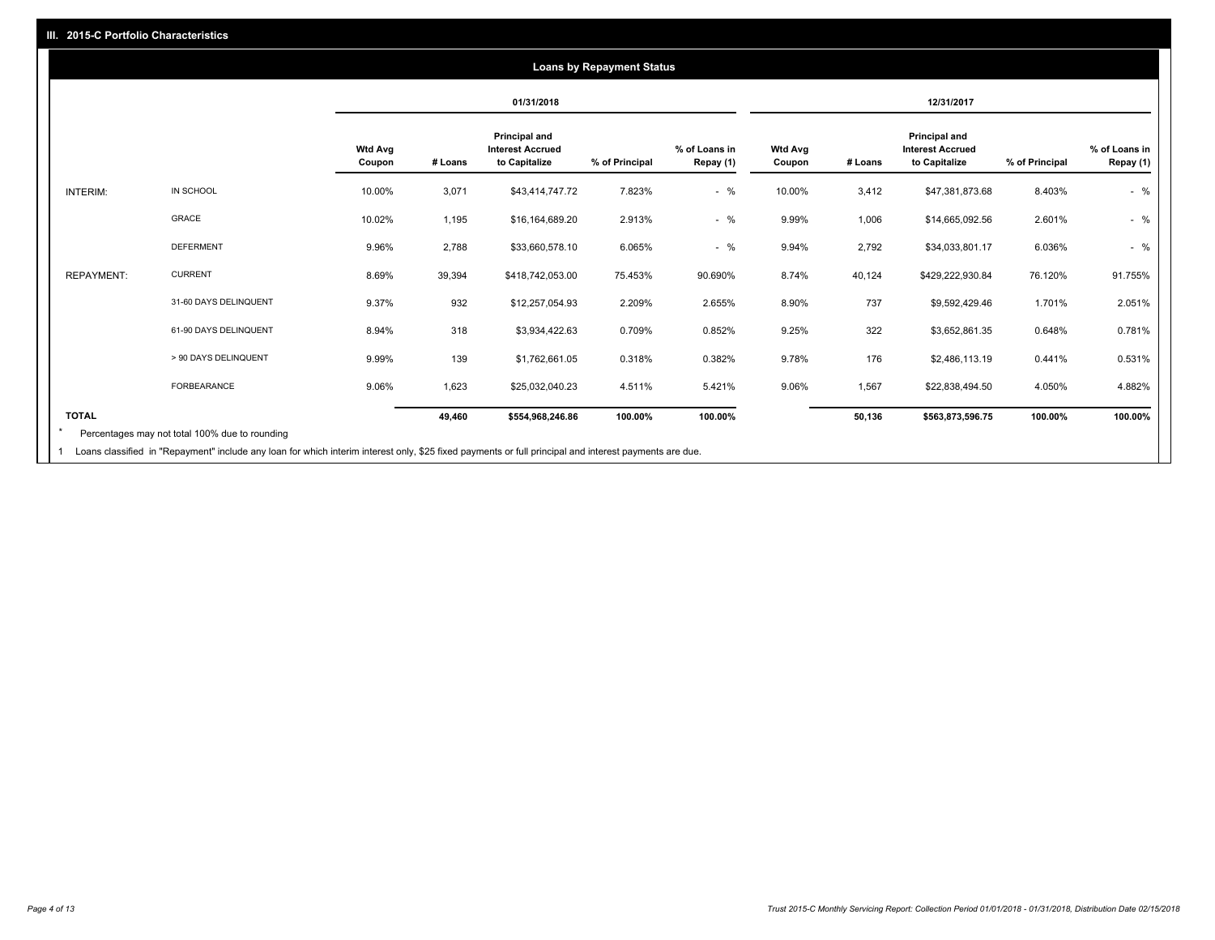## III. 2015-C Portfolio Characteristics

### Loans by Repayment Status

| | | 01/31/2018 | | | | | 12/31/2017 | | | | |
|---|---|---|---|---|---|---|---|---|---|---|---|
| | | Wtd Avg Coupon | # Loans | Principal and Interest Accrued to Capitalize | % of Principal | % of Loans in Repay (1) | Wtd Avg Coupon | # Loans | Principal and Interest Accrued to Capitalize | % of Principal | % of Loans in Repay (1) |
| INTERIM: | IN SCHOOL | 10.00% | 3,071 | $43,414,747.72 | 7.823% | - % | 10.00% | 3,412 | $47,381,873.68 | 8.403% | - % |
| | GRACE | 10.02% | 1,195 | $16,164,689.20 | 2.913% | - % | 9.99% | 1,006 | $14,665,092.56 | 2.601% | - % |
| | DEFERMENT | 9.96% | 2,788 | $33,660,578.10 | 6.065% | - % | 9.94% | 2,792 | $34,033,801.17 | 6.036% | - % |
| REPAYMENT: | CURRENT | 8.69% | 39,394 | $418,742,053.00 | 75.453% | 90.690% | 8.74% | 40,124 | $429,222,930.84 | 76.120% | 91.755% |
| | 31-60 DAYS DELINQUENT | 9.37% | 932 | $12,257,054.93 | 2.209% | 2.655% | 8.90% | 737 | $9,592,429.46 | 1.701% | 2.051% |
| | 61-90 DAYS DELINQUENT | 8.94% | 318 | $3,934,422.63 | 0.709% | 0.852% | 9.25% | 322 | $3,652,861.35 | 0.648% | 0.781% |
| | > 90 DAYS DELINQUENT | 9.99% | 139 | $1,762,661.05 | 0.318% | 0.382% | 9.78% | 176 | $2,486,113.19 | 0.441% | 0.531% |
| | FORBEARANCE | 9.06% | 1,623 | $25,032,040.23 | 4.511% | 5.421% | 9.06% | 1,567 | $22,838,494.50 | 4.050% | 4.882% |
| TOTAL | | | 49,460 | $554,968,246.86 | 100.00% | 100.00% | | 50,136 | $563,873,596.75 | 100.00% | 100.00% |

* Percentages may not total 100% due to rounding

1 Loans classified in "Repayment" include any loan for which interim interest only, $25 fixed payments or full principal and interest payments are due.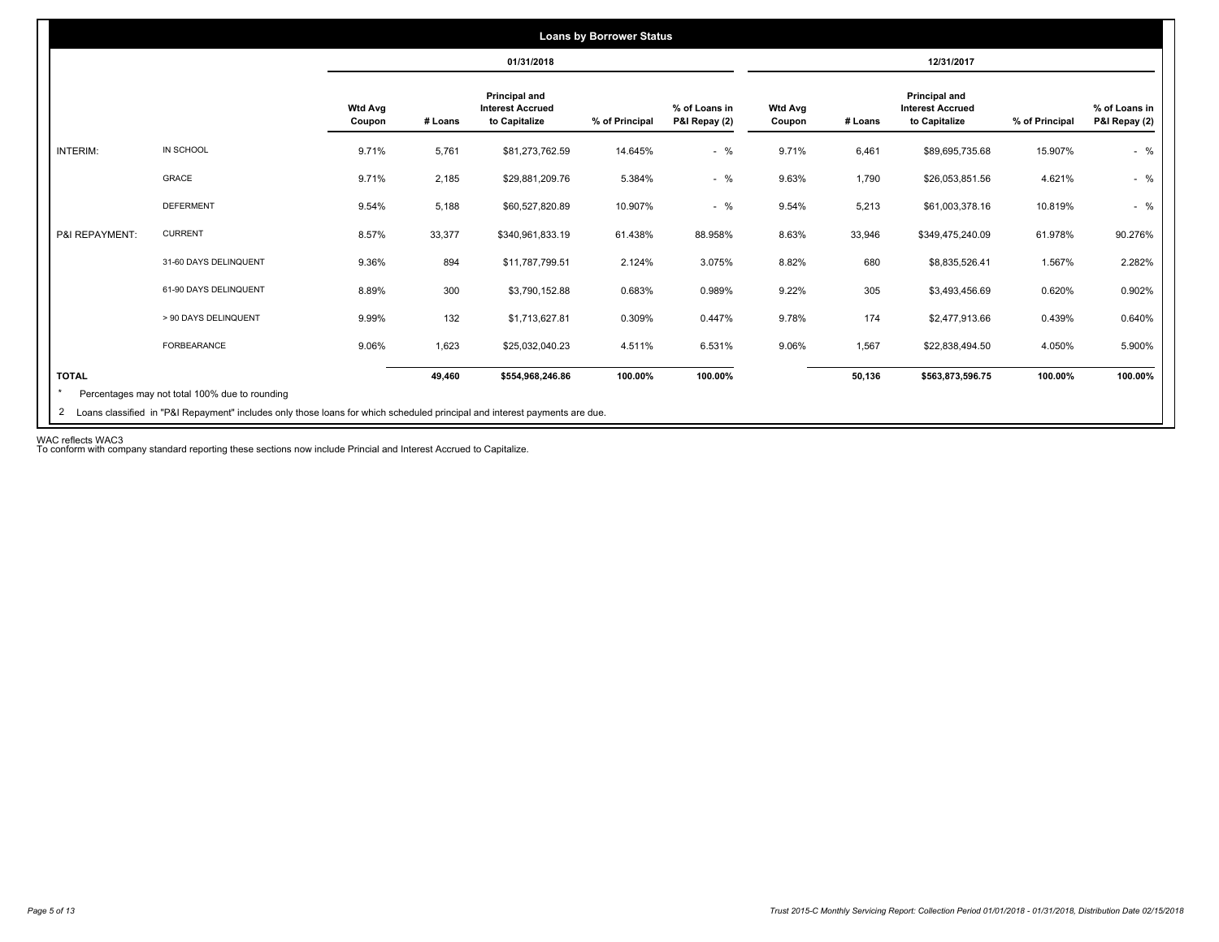## Loans by Borrower Status

| | | 01/31/2018 | | | | | 12/31/2017 | | | | |
|---|---|---|---|---|---|---|---|---|---|---|---|
| | | Wtd Avg Coupon | # Loans | Principal and Interest Accrued to Capitalize | % of Principal | % of Loans in P&I Repay (2) | Wtd Avg Coupon | # Loans | Principal and Interest Accrued to Capitalize | % of Principal | % of Loans in P&I Repay (2) |
| INTERIM: | IN SCHOOL | 9.71% | 5,761 | $81,273,762.59 | 14.645% | - % | 9.71% | 6,461 | $89,695,735.68 | 15.907% | - % |
| | GRACE | 9.71% | 2,185 | $29,881,209.76 | 5.384% | - % | 9.63% | 1,790 | $26,053,851.56 | 4.621% | - % |
| | DEFERMENT | 9.54% | 5,188 | $60,527,820.89 | 10.907% | - % | 9.54% | 5,213 | $61,003,378.16 | 10.819% | - % |
| P&I REPAYMENT: | CURRENT | 8.57% | 33,377 | $340,961,833.19 | 61.438% | 88.958% | 8.63% | 33,946 | $349,475,240.09 | 61.978% | 90.276% |
| | 31-60 DAYS DELINQUENT | 9.36% | 894 | $11,787,799.51 | 2.124% | 3.075% | 8.82% | 680 | $8,835,526.41 | 1.567% | 2.282% |
| | 61-90 DAYS DELINQUENT | 8.89% | 300 | $3,790,152.88 | 0.683% | 0.989% | 9.22% | 305 | $3,493,456.69 | 0.620% | 0.902% |
| | > 90 DAYS DELINQUENT | 9.99% | 132 | $1,713,627.81 | 0.309% | 0.447% | 9.78% | 174 | $2,477,913.66 | 0.439% | 0.640% |
| | FORBEARANCE | 9.06% | 1,623 | $25,032,040.23 | 4.511% | 6.531% | 9.06% | 1,567 | $22,838,494.50 | 4.050% | 5.900% |
| **TOTAL** | | | **49,460** | **$554,968,246.86** | **100.00%** | **100.00%** | | **50,136** | **$563,873,596.75** | **100.00%** | **100.00%** |

\* Percentages may not total 100% due to rounding

2 Loans classified in "P&I Repayment" includes only those loans for which scheduled principal and interest payments are due.

WAC reflects WAC3

To conform with company standard reporting these sections now include Princial and Interest Accrued to Capitalize.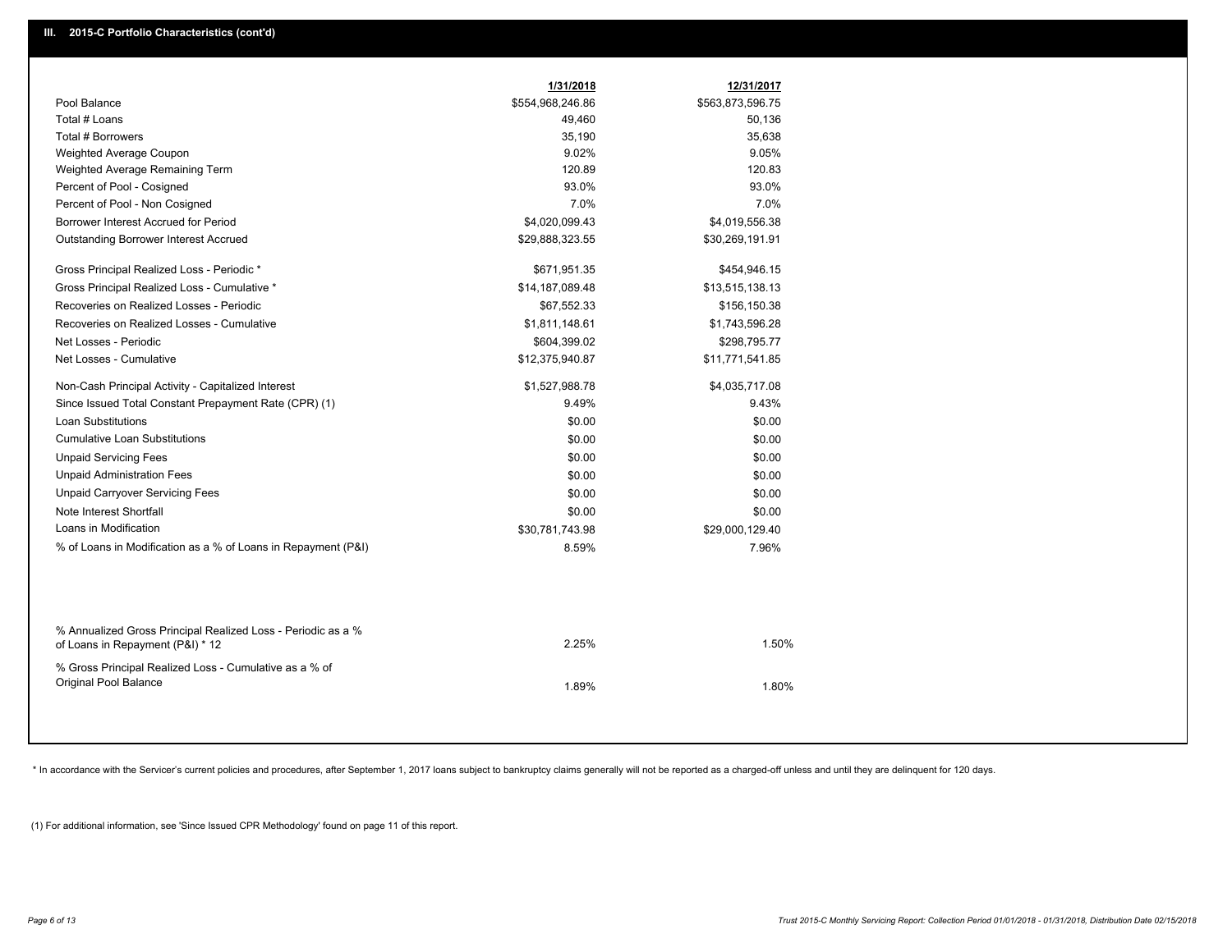## III. 2015-C Portfolio Characteristics (cont'd)

| | 1/31/2018 | 12/31/2017 |
|---|---|---|
| Pool Balance | $554,968,246.86 | $563,873,596.75 |
| Total # Loans | 49,460 | 50,136 |
| Total # Borrowers | 35,190 | 35,638 |
| Weighted Average Coupon | 9.02% | 9.05% |
| Weighted Average Remaining Term | 120.89 | 120.83 |
| Percent of Pool - Cosigned | 93.0% | 93.0% |
| Percent of Pool - Non Cosigned | 7.0% | 7.0% |
| Borrower Interest Accrued for Period | $4,020,099.43 | $4,019,556.38 |
| Outstanding Borrower Interest Accrued | $29,888,323.55 | $30,269,191.91 |
| Gross Principal Realized Loss - Periodic * | $671,951.35 | $454,946.15 |
| Gross Principal Realized Loss - Cumulative * | $14,187,089.48 | $13,515,138.13 |
| Recoveries on Realized Losses - Periodic | $67,552.33 | $156,150.38 |
| Recoveries on Realized Losses - Cumulative | $1,811,148.61 | $1,743,596.28 |
| Net Losses - Periodic | $604,399.02 | $298,795.77 |
| Net Losses - Cumulative | $12,375,940.87 | $11,771,541.85 |
| Non-Cash Principal Activity - Capitalized Interest | $1,527,988.78 | $4,035,717.08 |
| Since Issued Total Constant Prepayment Rate (CPR) (1) | 9.49% | 9.43% |
| Loan Substitutions | $0.00 | $0.00 |
| Cumulative Loan Substitutions | $0.00 | $0.00 |
| Unpaid Servicing Fees | $0.00 | $0.00 |
| Unpaid Administration Fees | $0.00 | $0.00 |
| Unpaid Carryover Servicing Fees | $0.00 | $0.00 |
| Note Interest Shortfall | $0.00 | $0.00 |
| Loans in Modification | $30,781,743.98 | $29,000,129.40 |
| % of Loans in Modification as a % of Loans in Repayment (P&I) | 8.59% | 7.96% |
| % Annualized Gross Principal Realized Loss - Periodic as a % of Loans in Repayment (P&I) * 12 | 2.25% | 1.50% |
| % Gross Principal Realized Loss - Cumulative as a % of Original Pool Balance | 1.89% | 1.80% |

* In accordance with the Servicer's current policies and procedures, after September 1, 2017 loans subject to bankruptcy claims generally will not be reported as a charged-off unless and until they are delinquent for 120 days.

(1) For additional information, see 'Since Issued CPR Methodology' found on page 11 of this report.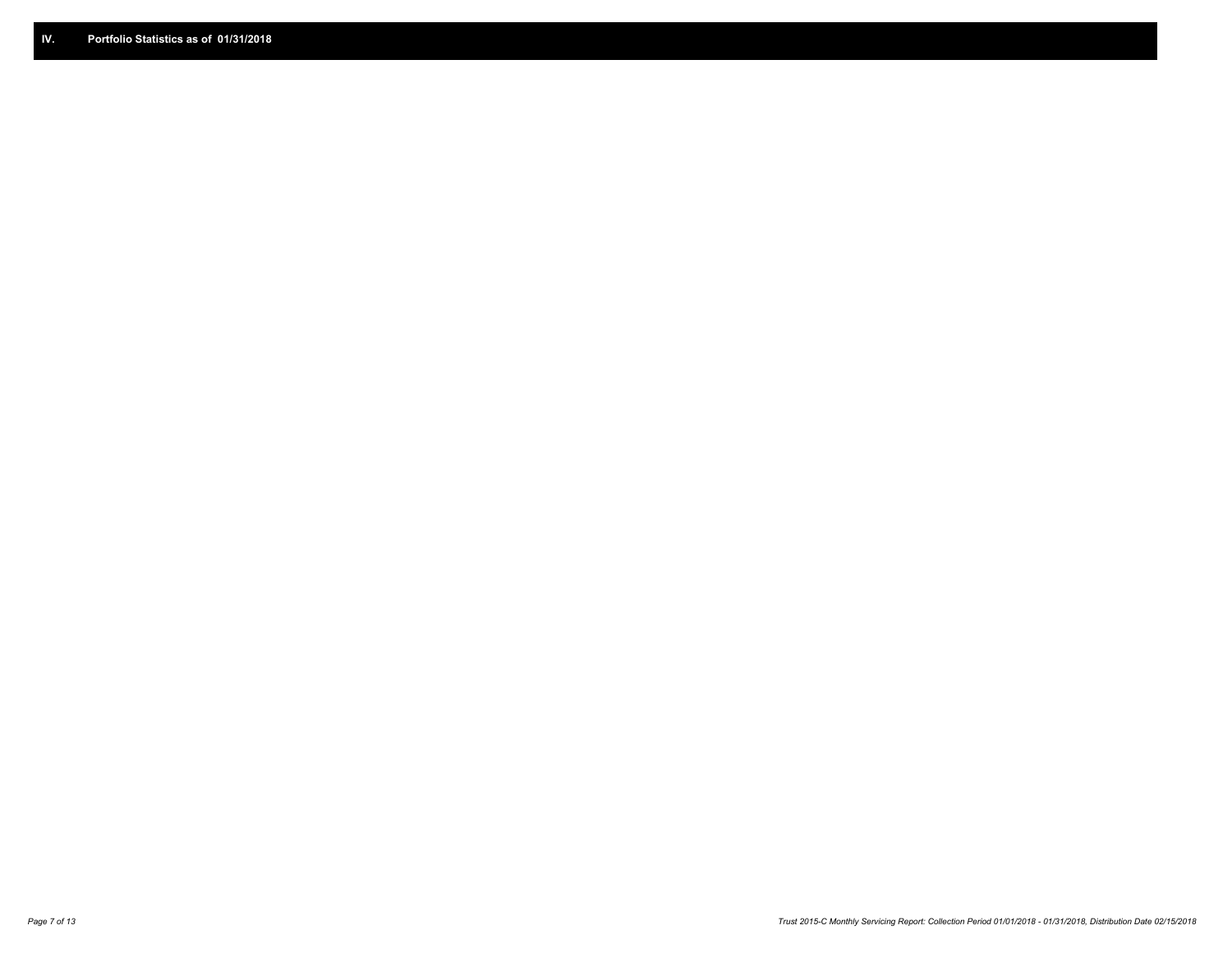## IV. Portfolio Statistics as of 01/31/2018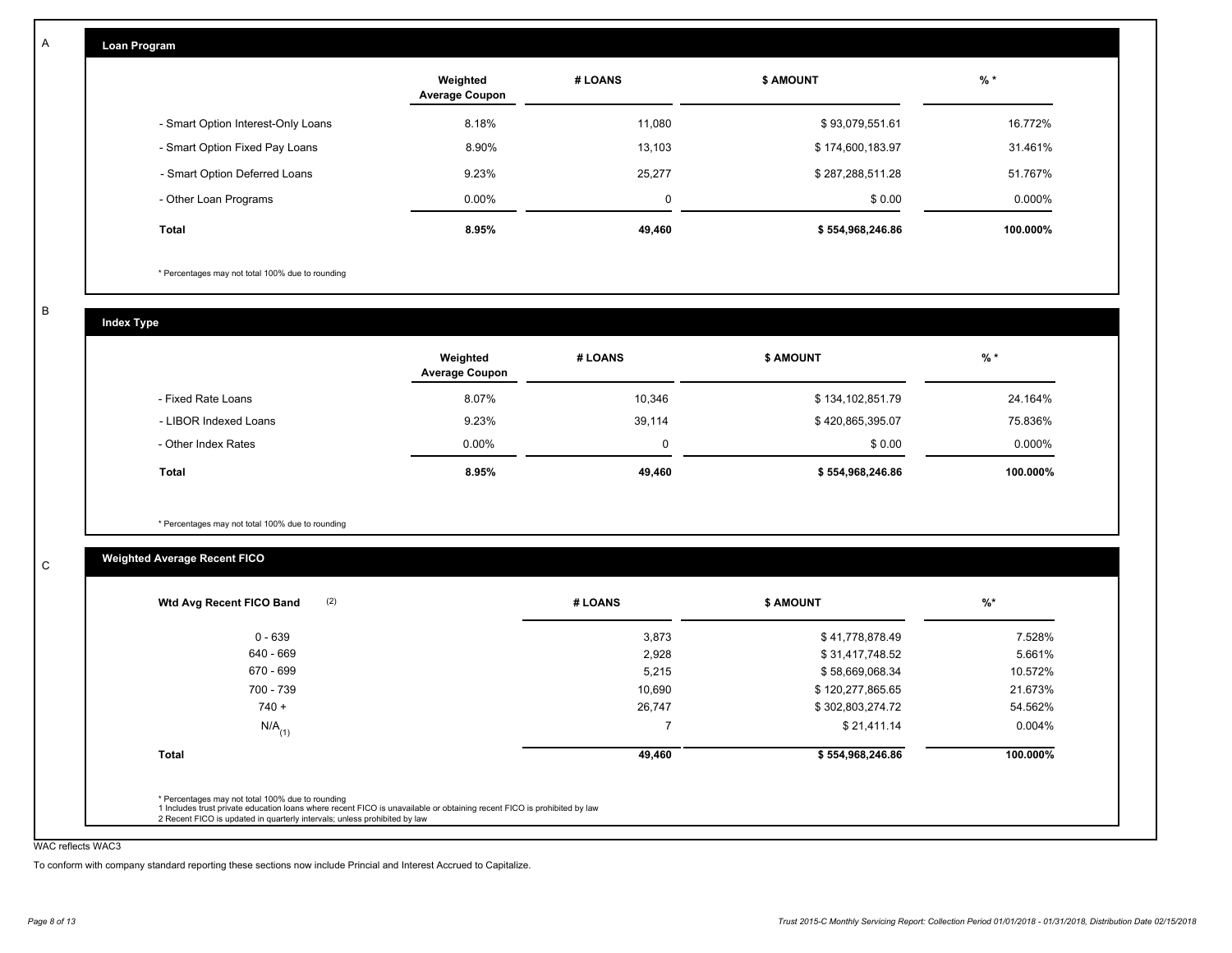A

## Loan Program

| | Weighted Average Coupon | # LOANS | $ AMOUNT | % * |
|---|---|---|---|---|
| - Smart Option Interest-Only Loans | 8.18% | 11,080 | $ 93,079,551.61 | 16.772% |
| - Smart Option Fixed Pay Loans | 8.90% | 13,103 | $ 174,600,183.97 | 31.461% |
| - Smart Option Deferred Loans | 9.23% | 25,277 | $ 287,288,511.28 | 51.767% |
| - Other Loan Programs | 0.00% | 0 | $ 0.00 | 0.000% |
| **Total** | **8.95%** | **49,460** | **$ 554,968,246.86** | **100.000%** |

* Percentages may not total 100% due to rounding

B

## Index Type

| | Weighted Average Coupon | # LOANS | $ AMOUNT | % * |
|---|---|---|---|---|
| - Fixed Rate Loans | 8.07% | 10,346 | $ 134,102,851.79 | 24.164% |
| - LIBOR Indexed Loans | 9.23% | 39,114 | $ 420,865,395.07 | 75.836% |
| - Other Index Rates | 0.00% | 0 | $ 0.00 | 0.000% |
| **Total** | **8.95%** | **49,460** | **$ 554,968,246.86** | **100.000%** |

* Percentages may not total 100% due to rounding

C

## Weighted Average Recent FICO

| Wtd Avg Recent FICO Band (2) | # LOANS | $ AMOUNT | %* |
|---|---|---|---|
| 0 - 639 | 3,873 | $ 41,778,878.49 | 7.528% |
| 640 - 669 | 2,928 | $ 31,417,748.52 | 5.661% |
| 670 - 699 | 5,215 | $ 58,669,068.34 | 10.572% |
| 700 - 739 | 10,690 | $ 120,277,865.65 | 21.673% |
| 740 + | 26,747 | $ 302,803,274.72 | 54.562% |
| N/A (1) | 7 | $ 21,411.14 | 0.004% |
| **Total** | **49,460** | **$ 554,968,246.86** | **100.000%** |

* Percentages may not total 100% due to rounding
1 Includes trust private education loans where recent FICO is unavailable or obtaining recent FICO is prohibited by law
2 Recent FICO is updated in quarterly intervals; unless prohibited by law

WAC reflects WAC3

To conform with company standard reporting these sections now include Princial and Interest Accrued to Capitalize.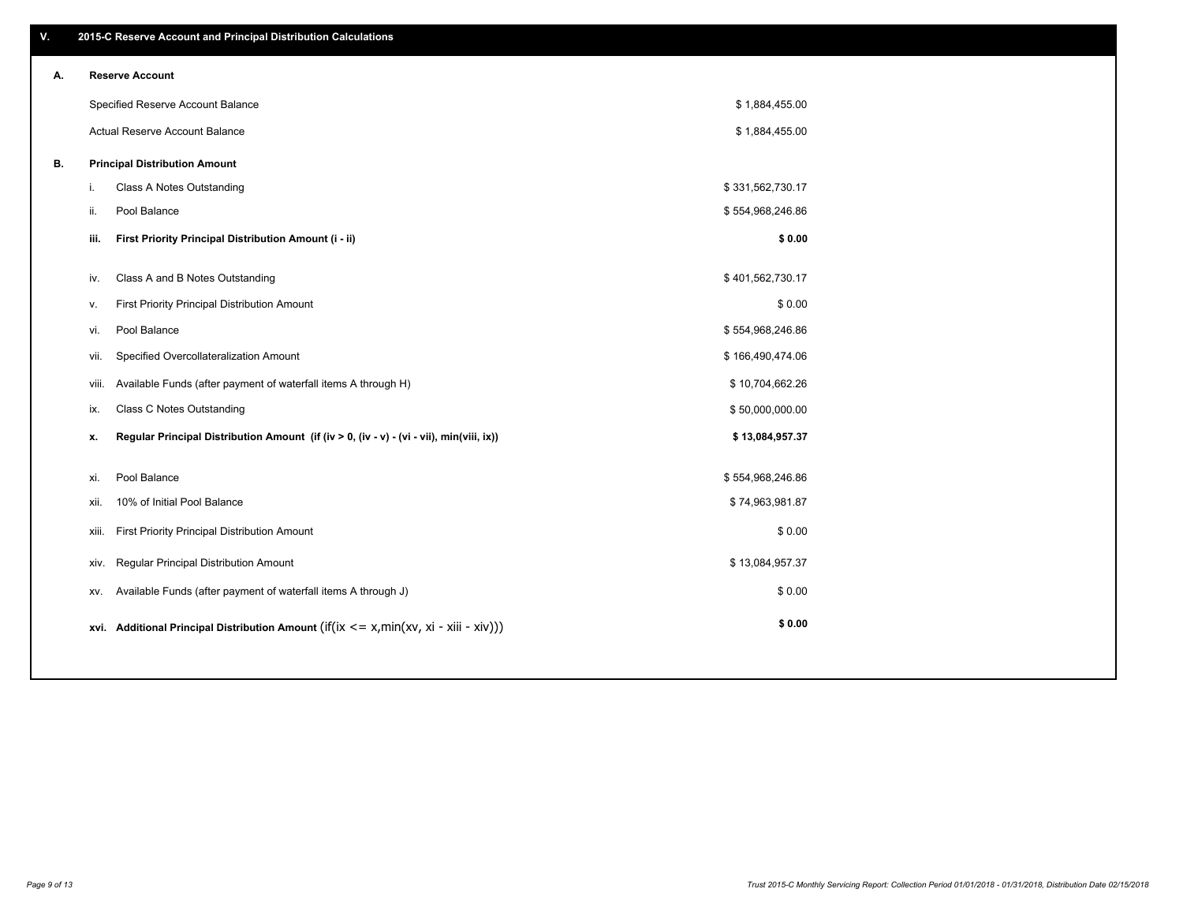## V. 2015-C Reserve Account and Principal Distribution Calculations

### A. Reserve Account

| | |
|---|---|
| Specified Reserve Account Balance | $ 1,884,455.00 |
| Actual Reserve Account Balance | $ 1,884,455.00 |

### B. Principal Distribution Amount

| | | |
|---|---|---|
| i. | Class A Notes Outstanding | $ 331,562,730.17 |
| ii. | Pool Balance | $ 554,968,246.86 |
| **iii.** | **First Priority Principal Distribution Amount (i - ii)** | **$ 0.00** |
| iv. | Class A and B Notes Outstanding | $ 401,562,730.17 |
| v. | First Priority Principal Distribution Amount | $ 0.00 |
| vi. | Pool Balance | $ 554,968,246.86 |
| vii. | Specified Overcollateralization Amount | $ 166,490,474.06 |
| viii. | Available Funds (after payment of waterfall items A through H) | $ 10,704,662.26 |
| ix. | Class C Notes Outstanding | $ 50,000,000.00 |
| **x.** | **Regular Principal Distribution Amount (if (iv > 0, (iv - v) - (vi - vii), min(viii, ix))** | **$ 13,084,957.37** |
| xi. | Pool Balance | $ 554,968,246.86 |
| xii. | 10% of Initial Pool Balance | $ 74,963,981.87 |
| xiii. | First Priority Principal Distribution Amount | $ 0.00 |
| xiv. | Regular Principal Distribution Amount | $ 13,084,957.37 |
| xv. | Available Funds (after payment of waterfall items A through J) | $ 0.00 |
| **xvi.** | **Additional Principal Distribution Amount** (if(ix <= x,min(xv, xi - xiii - xiv))) | **$ 0.00** |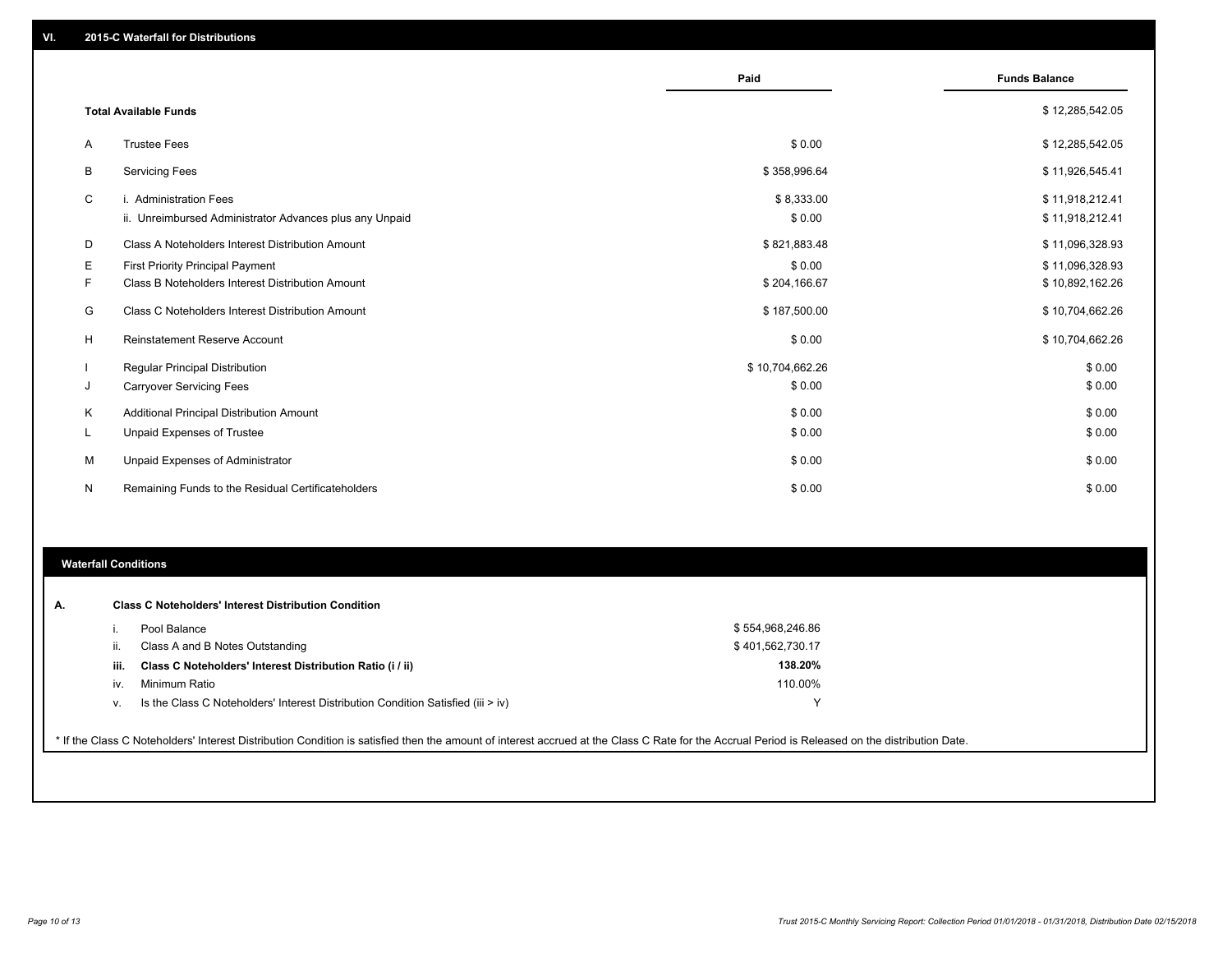## VI. 2015-C Waterfall for Distributions

| | | Paid | Funds Balance |
|---|---|---|---|
| | **Total Available Funds** | | $ 12,285,542.05 |
| A | Trustee Fees | $ 0.00 | $ 12,285,542.05 |
| B | Servicing Fees | $ 358,996.64 | $ 11,926,545.41 |
| C | i. Administration Fees | $ 8,333.00 | $ 11,918,212.41 |
| | ii. Unreimbursed Administrator Advances plus any Unpaid | $ 0.00 | $ 11,918,212.41 |
| D | Class A Noteholders Interest Distribution Amount | $ 821,883.48 | $ 11,096,328.93 |
| E | First Priority Principal Payment | $ 0.00 | $ 11,096,328.93 |
| F | Class B Noteholders Interest Distribution Amount | $ 204,166.67 | $ 10,892,162.26 |
| G | Class C Noteholders Interest Distribution Amount | $ 187,500.00 | $ 10,704,662.26 |
| H | Reinstatement Reserve Account | $ 0.00 | $ 10,704,662.26 |
| I | Regular Principal Distribution | $ 10,704,662.26 | $ 0.00 |
| J | Carryover Servicing Fees | $ 0.00 | $ 0.00 |
| K | Additional Principal Distribution Amount | $ 0.00 | $ 0.00 |
| L | Unpaid Expenses of Trustee | $ 0.00 | $ 0.00 |
| M | Unpaid Expenses of Administrator | $ 0.00 | $ 0.00 |
| N | Remaining Funds to the Residual Certificateholders | $ 0.00 | $ 0.00 |

### Waterfall Conditions

**A. Class C Noteholders' Interest Distribution Condition**

| | | |
|---|---|---|
| i. | Pool Balance | $ 554,968,246.86 |
| ii. | Class A and B Notes Outstanding | $ 401,562,730.17 |
| **iii.** | **Class C Noteholders' Interest Distribution Ratio (i / ii)** | **138.20%** |
| iv. | Minimum Ratio | 110.00% |
| v. | Is the Class C Noteholders' Interest Distribution Condition Satisfied (iii > iv) | Y |

* If the Class C Noteholders' Interest Distribution Condition is satisfied then the amount of interest accrued at the Class C Rate for the Accrual Period is Released on the distribution Date.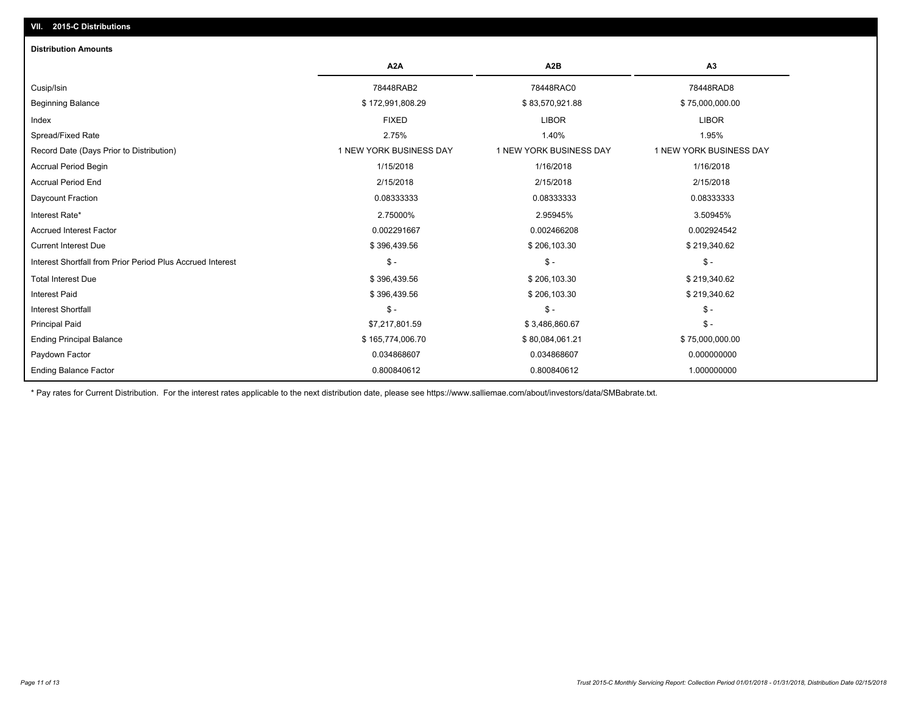## VII. 2015-C Distributions

### Distribution Amounts

| | A2A | A2B | A3 |
|---|---|---|---|
| Cusip/Isin | 78448RAB2 | 78448RAC0 | 78448RAD8 |
| Beginning Balance | $ 172,991,808.29 | $ 83,570,921.88 | $ 75,000,000.00 |
| Index | FIXED | LIBOR | LIBOR |
| Spread/Fixed Rate | 2.75% | 1.40% | 1.95% |
| Record Date (Days Prior to Distribution) | 1 NEW YORK BUSINESS DAY | 1 NEW YORK BUSINESS DAY | 1 NEW YORK BUSINESS DAY |
| Accrual Period Begin | 1/15/2018 | 1/16/2018 | 1/16/2018 |
| Accrual Period End | 2/15/2018 | 2/15/2018 | 2/15/2018 |
| Daycount Fraction | 0.08333333 | 0.08333333 | 0.08333333 |
| Interest Rate* | 2.75000% | 2.95945% | 3.50945% |
| Accrued Interest Factor | 0.002291667 | 0.002466208 | 0.002924542 |
| Current Interest Due | $ 396,439.56 | $ 206,103.30 | $ 219,340.62 |
| Interest Shortfall from Prior Period Plus Accrued Interest | $ - | $ - | $ - |
| Total Interest Due | $ 396,439.56 | $ 206,103.30 | $ 219,340.62 |
| Interest Paid | $ 396,439.56 | $ 206,103.30 | $ 219,340.62 |
| Interest Shortfall | $ - | $ - | $ - |
| Principal Paid | $7,217,801.59 | $ 3,486,860.67 | $ - |
| Ending Principal Balance | $ 165,774,006.70 | $ 80,084,061.21 | $ 75,000,000.00 |
| Paydown Factor | 0.034868607 | 0.034868607 | 0.000000000 |
| Ending Balance Factor | 0.800840612 | 0.800840612 | 1.000000000 |

* Pay rates for Current Distribution. For the interest rates applicable to the next distribution date, please see https://www.salliemae.com/about/investors/data/SMBabrate.txt.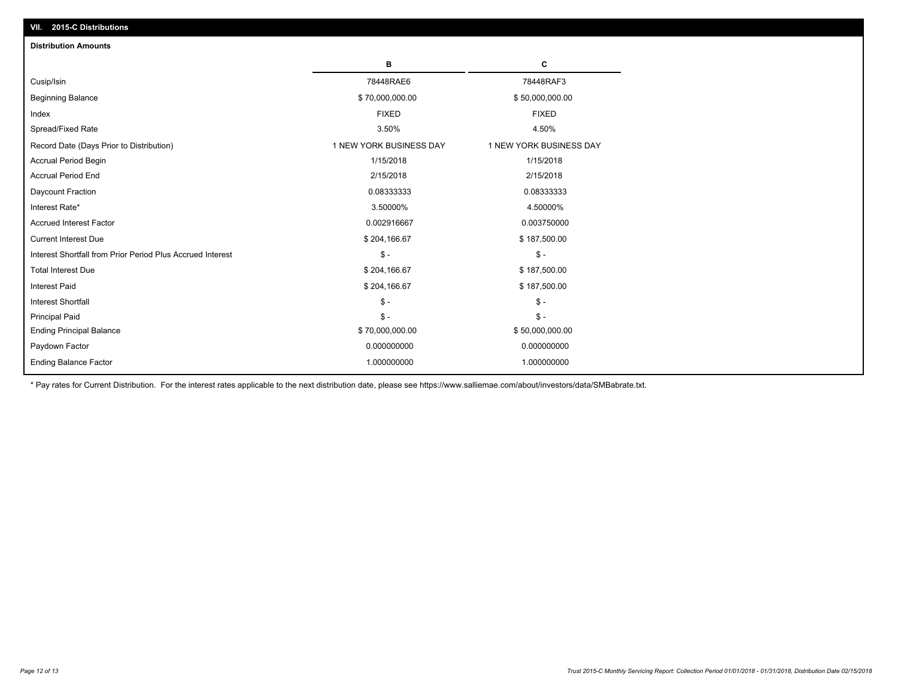## VII. 2015-C Distributions

### Distribution Amounts

| | B | C |
|---|---|---|
| Cusip/Isin | 78448RAE6 | 78448RAF3 |
| Beginning Balance | $ 70,000,000.00 | $ 50,000,000.00 |
| Index | FIXED | FIXED |
| Spread/Fixed Rate | 3.50% | 4.50% |
| Record Date (Days Prior to Distribution) | 1 NEW YORK BUSINESS DAY | 1 NEW YORK BUSINESS DAY |
| Accrual Period Begin | 1/15/2018 | 1/15/2018 |
| Accrual Period End | 2/15/2018 | 2/15/2018 |
| Daycount Fraction | 0.08333333 | 0.08333333 |
| Interest Rate* | 3.50000% | 4.50000% |
| Accrued Interest Factor | 0.002916667 | 0.003750000 |
| Current Interest Due | $ 204,166.67 | $ 187,500.00 |
| Interest Shortfall from Prior Period Plus Accrued Interest | $ - | $ - |
| Total Interest Due | $ 204,166.67 | $ 187,500.00 |
| Interest Paid | $ 204,166.67 | $ 187,500.00 |
| Interest Shortfall | $ - | $ - |
| Principal Paid | $ - | $ - |
| Ending Principal Balance | $ 70,000,000.00 | $ 50,000,000.00 |
| Paydown Factor | 0.000000000 | 0.000000000 |
| Ending Balance Factor | 1.000000000 | 1.000000000 |

* Pay rates for Current Distribution. For the interest rates applicable to the next distribution date, please see https://www.salliemae.com/about/investors/data/SMBabrate.txt.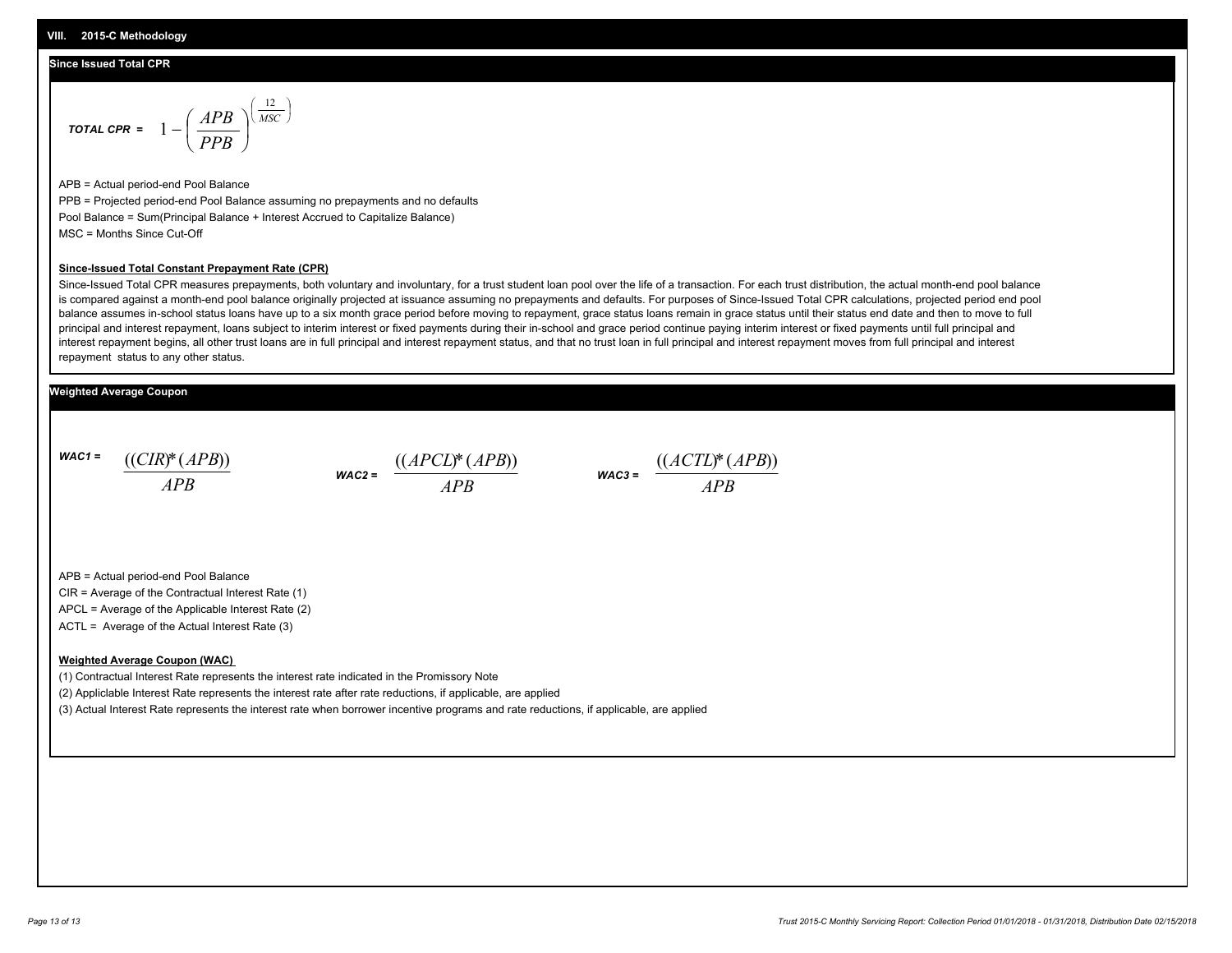## VIII. 2015-C Methodology

### Since Issued Total CPR

**TOTAL CPR =** $$1 - \left( \frac{APB}{PPB} \right)^{\left( \frac{12}{MSC} \right)}$$

APB = Actual period-end Pool Balance

PPB = Projected period-end Pool Balance assuming no prepayments and no defaults

Pool Balance = Sum(Principal Balance + Interest Accrued to Capitalize Balance)

MSC = Months Since Cut-Off

**Since-Issued Total Constant Prepayment Rate (CPR)**

Since-Issued Total CPR measures prepayments, both voluntary and involuntary, for a trust student loan pool over the life of a transaction. For each trust distribution, the actual month-end pool balance is compared against a month-end pool balance originally projected at issuance assuming no prepayments and defaults. For purposes of Since-Issued Total CPR calculations, projected period end pool balance assumes in-school status loans have up to a six month grace period before moving to repayment, grace status loans remain in grace status until their status end date and then to move to full principal and interest repayment, loans subject to interim interest or fixed payments during their in-school and grace period continue paying interim interest or fixed payments until full principal and interest repayment begins, all other trust loans are in full principal and interest repayment status, and that no trust loan in full principal and interest repayment moves from full principal and interest repayment status to any other status.

### Weighted Average Coupon

**WAC1 =** $$\frac{((CIR)*(APB))}{APB}$$

**WAC2 =** $$\frac{((APCL)*(APB))}{APB}$$

**WAC3 =** $$\frac{((ACTL)*(APB))}{APB}$$

APB = Actual period-end Pool Balance

CIR = Average of the Contractual Interest Rate (1)

APCL = Average of the Applicable Interest Rate (2)

ACTL = Average of the Actual Interest Rate (3)

**Weighted Average Coupon (WAC)**

(1) Contractual Interest Rate represents the interest rate indicated in the Promissory Note

(2) Appliclable Interest Rate represents the interest rate after rate reductions, if applicable, are applied

(3) Actual Interest Rate represents the interest rate when borrower incentive programs and rate reductions, if applicable, are applied